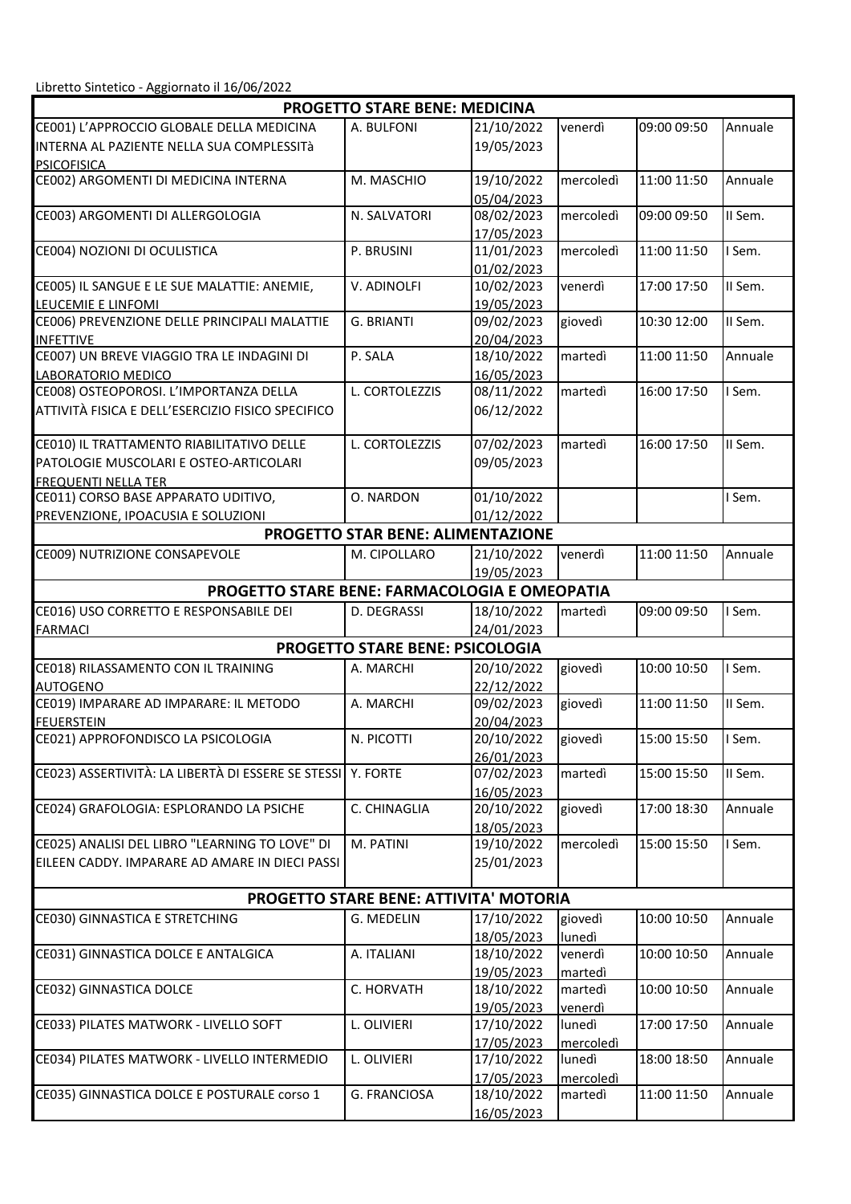Libretto Sintetico - Aggiornato il 16/06/2022

| PROGETTO STARE BENE: MEDICINA | | | | | |
|---|---|---|---|---|---|
| CE001) L'APPROCCIO GLOBALE DELLA MEDICINA INTERNA AL PAZIENTE NELLA SUA COMPLESSITà PSICOFISICA | A. BULFONI | 21/10/2022 19/05/2023 | venerdì | 09:00 09:50 | Annuale |
| CE002) ARGOMENTI DI MEDICINA INTERNA | M. MASCHIO | 19/10/2022 05/04/2023 | mercoledì | 11:00 11:50 | Annuale |
| CE003) ARGOMENTI DI ALLERGOLOGIA | N. SALVATORI | 08/02/2023 17/05/2023 | mercoledì | 09:00 09:50 | II Sem. |
| CE004) NOZIONI DI OCULISTICA | P. BRUSINI | 11/01/2023 01/02/2023 | mercoledì | 11:00 11:50 | I Sem. |
| CE005) IL SANGUE E LE SUE MALATTIE: ANEMIE, LEUCEMIE E LINFOMI | V. ADINOLFI | 10/02/2023 19/05/2023 | venerdì | 17:00 17:50 | II Sem. |
| CE006) PREVENZIONE DELLE PRINCIPALI MALATTIE INFETTIVE | G. BRIANTI | 09/02/2023 20/04/2023 | giovedì | 10:30 12:00 | II Sem. |
| CE007) UN BREVE VIAGGIO TRA LE INDAGINI DI LABORATORIO MEDICO | P. SALA | 18/10/2022 16/05/2023 | martedì | 11:00 11:50 | Annuale |
| CE008) OSTEOPOROSI. L'IMPORTANZA DELLA ATTIVITÀ FISICA E DELL'ESERCIZIO FISICO SPECIFICO | L. CORTOLEZZIS | 08/11/2022 06/12/2022 | martedì | 16:00 17:50 | I Sem. |
| CE010) IL TRATTAMENTO RIABILITATIVO DELLE PATOLOGIE MUSCOLARI E OSTEO-ARTICOLARI FREQUENTI NELLA TER | L. CORTOLEZZIS | 07/02/2023 09/05/2023 | martedì | 16:00 17:50 | II Sem. |
| CE011) CORSO BASE APPARATO UDITIVO, PREVENZIONE, IPOACUSIA E SOLUZIONI | O. NARDON | 01/10/2022 01/12/2022 | | | I Sem. |
| **PROGETTO STAR BENE: ALIMENTAZIONE** | | | | | |
| CE009) NUTRIZIONE CONSAPEVOLE | M. CIPOLLARO | 21/10/2022 19/05/2023 | venerdì | 11:00 11:50 | Annuale |
| **PROGETTO STARE BENE: FARMACOLOGIA E OMEOPATIA** | | | | | |
| CE016) USO CORRETTO E RESPONSABILE DEI FARMACI | D. DEGRASSI | 18/10/2022 24/01/2023 | martedì | 09:00 09:50 | I Sem. |
| **PROGETTO STARE BENE: PSICOLOGIA** | | | | | |
| CE018) RILASSAMENTO CON IL TRAINING AUTOGENO | A. MARCHI | 20/10/2022 22/12/2022 | giovedì | 10:00 10:50 | I Sem. |
| CE019) IMPARARE AD IMPARARE: IL METODO FEUERSTEIN | A. MARCHI | 09/02/2023 20/04/2023 | giovedì | 11:00 11:50 | II Sem. |
| CE021) APPROFONDISCO LA PSICOLOGIA | N. PICOTTI | 20/10/2022 26/01/2023 | giovedì | 15:00 15:50 | I Sem. |
| CE023) ASSERTIVITÀ: LA LIBERTÀ DI ESSERE SE STESSI | Y. FORTE | 07/02/2023 16/05/2023 | martedì | 15:00 15:50 | II Sem. |
| CE024) GRAFOLOGIA: ESPLORANDO LA PSICHE | C. CHINAGLIA | 20/10/2022 18/05/2023 | giovedì | 17:00 18:30 | Annuale |
| CE025) ANALISI DEL LIBRO "LEARNING TO LOVE" DI EILEEN CADDY. IMPARARE AD AMARE IN DIECI PASSI | M. PATINI | 19/10/2022 25/01/2023 | mercoledì | 15:00 15:50 | I Sem. |
| **PROGETTO STARE BENE: ATTIVITA' MOTORIA** | | | | | |
| CE030) GINNASTICA E STRETCHING | G. MEDELIN | 17/10/2022 18/05/2023 | giovedì lunedì | 10:00 10:50 | Annuale |
| CE031) GINNASTICA DOLCE E ANTALGICA | A. ITALIANI | 18/10/2022 19/05/2023 | venerdì martedì | 10:00 10:50 | Annuale |
| CE032) GINNASTICA DOLCE | C. HORVATH | 18/10/2022 19/05/2023 | martedì venerdì | 10:00 10:50 | Annuale |
| CE033) PILATES MATWORK - LIVELLO SOFT | L. OLIVIERI | 17/10/2022 17/05/2023 | lunedì mercoledì | 17:00 17:50 | Annuale |
| CE034) PILATES MATWORK - LIVELLO INTERMEDIO | L. OLIVIERI | 17/10/2022 17/05/2023 | lunedì mercoledì | 18:00 18:50 | Annuale |
| CE035) GINNASTICA DOLCE E POSTURALE corso 1 | G. FRANCIOSA | 18/10/2022 16/05/2023 | martedì | 11:00 11:50 | Annuale |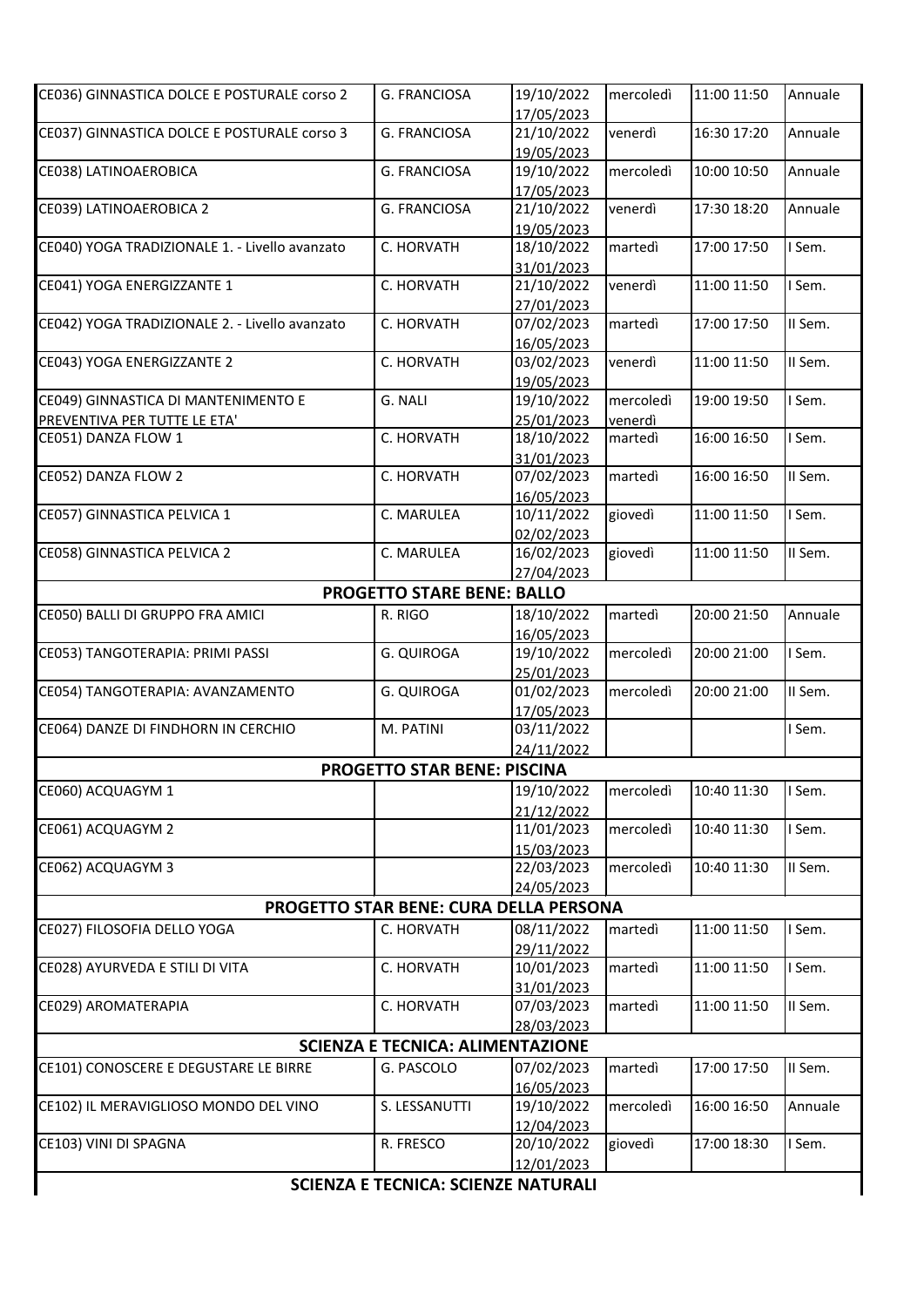| CE036) GINNASTICA DOLCE E POSTURALE corso 2 | G. FRANCIOSA | 19/10/2022 17/05/2023 | mercoledì | 11:00 11:50 | Annuale |
|---|---|---|---|---|---|
| CE037) GINNASTICA DOLCE E POSTURALE corso 3 | G. FRANCIOSA | 21/10/2022 19/05/2023 | venerdì | 16:30 17:20 | Annuale |
| CE038) LATINOAEROBICA | G. FRANCIOSA | 19/10/2022 17/05/2023 | mercoledì | 10:00 10:50 | Annuale |
| CE039) LATINOAEROBICA 2 | G. FRANCIOSA | 21/10/2022 19/05/2023 | venerdì | 17:30 18:20 | Annuale |
| CE040) YOGA TRADIZIONALE 1. - Livello avanzato | C. HORVATH | 18/10/2022 31/01/2023 | martedì | 17:00 17:50 | I Sem. |
| CE041) YOGA ENERGIZZANTE 1 | C. HORVATH | 21/10/2022 27/01/2023 | venerdì | 11:00 11:50 | I Sem. |
| CE042) YOGA TRADIZIONALE 2. - Livello avanzato | C. HORVATH | 07/02/2023 16/05/2023 | martedì | 17:00 17:50 | II Sem. |
| CE043) YOGA ENERGIZZANTE 2 | C. HORVATH | 03/02/2023 19/05/2023 | venerdì | 11:00 11:50 | II Sem. |
| CE049) GINNASTICA DI MANTENIMENTO E PREVENTIVA PER TUTTE LE ETA' | G. NALI | 19/10/2022 25/01/2023 | mercoledì venerdì | 19:00 19:50 | I Sem. |
| CE051) DANZA FLOW 1 | C. HORVATH | 18/10/2022 31/01/2023 | martedì | 16:00 16:50 | I Sem. |
| CE052) DANZA FLOW 2 | C. HORVATH | 07/02/2023 16/05/2023 | martedì | 16:00 16:50 | II Sem. |
| CE057) GINNASTICA PELVICA 1 | C. MARULEA | 10/11/2022 02/02/2023 | giovedì | 11:00 11:50 | I Sem. |
| CE058) GINNASTICA PELVICA 2 | C. MARULEA | 16/02/2023 27/04/2023 | giovedì | 11:00 11:50 | II Sem. |
| **PROGETTO STARE BENE: BALLO** | | | | | |
| CE050) BALLI DI GRUPPO FRA AMICI | R. RIGO | 18/10/2022 16/05/2023 | martedì | 20:00 21:50 | Annuale |
| CE053) TANGOTERAPIA: PRIMI PASSI | G. QUIROGA | 19/10/2022 25/01/2023 | mercoledì | 20:00 21:00 | I Sem. |
| CE054) TANGOTERAPIA: AVANZAMENTO | G. QUIROGA | 01/02/2023 17/05/2023 | mercoledì | 20:00 21:00 | II Sem. |
| CE064) DANZE DI FINDHORN IN CERCHIO | M. PATINI | 03/11/2022 24/11/2022 | | | I Sem. |
| **PROGETTO STAR BENE: PISCINA** | | | | | |
| CE060) ACQUAGYM 1 | | 19/10/2022 21/12/2022 | mercoledì | 10:40 11:30 | I Sem. |
| CE061) ACQUAGYM 2 | | 11/01/2023 15/03/2023 | mercoledì | 10:40 11:30 | I Sem. |
| CE062) ACQUAGYM 3 | | 22/03/2023 24/05/2023 | mercoledì | 10:40 11:30 | II Sem. |
| **PROGETTO STAR BENE: CURA DELLA PERSONA** | | | | | |
| CE027) FILOSOFIA DELLO YOGA | C. HORVATH | 08/11/2022 29/11/2022 | martedì | 11:00 11:50 | I Sem. |
| CE028) AYURVEDA E STILI DI VITA | C. HORVATH | 10/01/2023 31/01/2023 | martedì | 11:00 11:50 | I Sem. |
| CE029) AROMATERAPIA | C. HORVATH | 07/03/2023 28/03/2023 | martedì | 11:00 11:50 | II Sem. |
| **SCIENZA E TECNICA: ALIMENTAZIONE** | | | | | |
| CE101) CONOSCERE E DEGUSTARE LE BIRRE | G. PASCOLO | 07/02/2023 16/05/2023 | martedì | 17:00 17:50 | II Sem. |
| CE102) IL MERAVIGLIOSO MONDO DEL VINO | S. LESSANUTTI | 19/10/2022 12/04/2023 | mercoledì | 16:00 16:50 | Annuale |
| CE103) VINI DI SPAGNA | R. FRESCO | 20/10/2022 12/01/2023 | giovedì | 17:00 18:30 | I Sem. |
| **SCIENZA E TECNICA: SCIENZE NATURALI** | | | | | |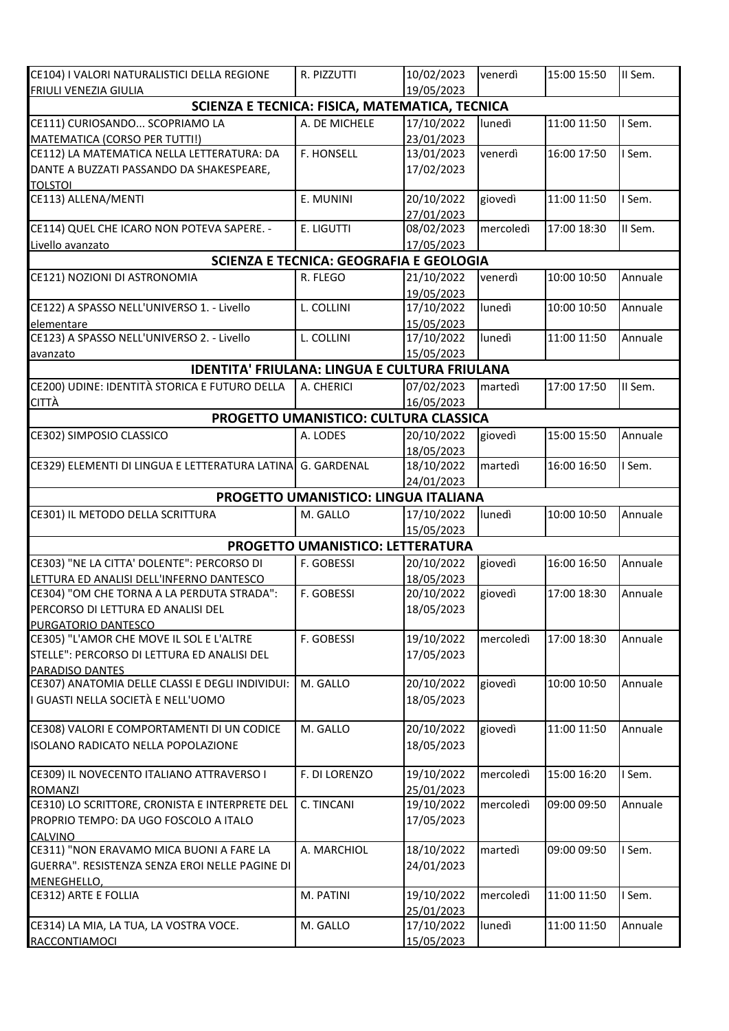| | | | | | |
|---|---|---|---|---|---|
| CE104) I VALORI NATURALISTICI DELLA REGIONE FRIULI VENEZIA GIULIA | R. PIZZUTTI | 10/02/2023 19/05/2023 | venerdì | 15:00 15:50 | II Sem. |
| **SCIENZA E TECNICA: FISICA, MATEMATICA, TECNICA** | | | | | |
| CE111) CURIOSANDO... SCOPRIAMO LA MATEMATICA (CORSO PER TUTTI!) | A. DE MICHELE | 17/10/2022 23/01/2023 | lunedì | 11:00 11:50 | I Sem. |
| CE112) LA MATEMATICA NELLA LETTERATURA: DA DANTE A BUZZATI PASSANDO DA SHAKESPEARE, TOLSTOI | F. HONSELL | 13/01/2023 17/02/2023 | venerdì | 16:00 17:50 | I Sem. |
| CE113) ALLENA/MENTI | E. MUNINI | 20/10/2022 27/01/2023 | giovedì | 11:00 11:50 | I Sem. |
| CE114) QUEL CHE ICARO NON POTEVA SAPERE. - Livello avanzato | E. LIGUTTI | 08/02/2023 17/05/2023 | mercoledì | 17:00 18:30 | II Sem. |
| **SCIENZA E TECNICA: GEOGRAFIA E GEOLOGIA** | | | | | |
| CE121) NOZIONI DI ASTRONOMIA | R. FLEGO | 21/10/2022 19/05/2023 | venerdì | 10:00 10:50 | Annuale |
| CE122) A SPASSO NELL'UNIVERSO 1. - Livello elementare | L. COLLINI | 17/10/2022 15/05/2023 | lunedì | 10:00 10:50 | Annuale |
| CE123) A SPASSO NELL'UNIVERSO 2. - Livello avanzato | L. COLLINI | 17/10/2022 15/05/2023 | lunedì | 11:00 11:50 | Annuale |
| **IDENTITA' FRIULANA: LINGUA E CULTURA FRIULANA** | | | | | |
| CE200) UDINE: IDENTITÀ STORICA E FUTURO DELLA CITTÀ | A. CHERICI | 07/02/2023 16/05/2023 | martedì | 17:00 17:50 | II Sem. |
| **PROGETTO UMANISTICO: CULTURA CLASSICA** | | | | | |
| CE302) SIMPOSIO CLASSICO | A. LODES | 20/10/2022 18/05/2023 | giovedì | 15:00 15:50 | Annuale |
| CE329) ELEMENTI DI LINGUA E LETTERATURA LATINA | G. GARDENAL | 18/10/2022 24/01/2023 | martedì | 16:00 16:50 | I Sem. |
| **PROGETTO UMANISTICO: LINGUA ITALIANA** | | | | | |
| CE301) IL METODO DELLA SCRITTURA | M. GALLO | 17/10/2022 15/05/2023 | lunedì | 10:00 10:50 | Annuale |
| **PROGETTO UMANISTICO: LETTERATURA** | | | | | |
| CE303) "NE LA CITTA' DOLENTE": PERCORSO DI LETTURA ED ANALISI DELL'INFERNO DANTESCO | F. GOBESSI | 20/10/2022 18/05/2023 | giovedì | 16:00 16:50 | Annuale |
| CE304) "OM CHE TORNA A LA PERDUTA STRADA": PERCORSO DI LETTURA ED ANALISI DEL PURGATORIO DANTESCO | F. GOBESSI | 20/10/2022 18/05/2023 | giovedì | 17:00 18:30 | Annuale |
| CE305) "L'AMOR CHE MOVE IL SOL E L'ALTRE STELLE": PERCORSO DI LETTURA ED ANALISI DEL PARADISO DANTES | F. GOBESSI | 19/10/2022 17/05/2023 | mercoledì | 17:00 18:30 | Annuale |
| CE307) ANATOMIA DELLE CLASSI E DEGLI INDIVIDUI: I GUASTI NELLA SOCIETÀ E NELL'UOMO | M. GALLO | 20/10/2022 18/05/2023 | giovedì | 10:00 10:50 | Annuale |
| CE308) VALORI E COMPORTAMENTI DI UN CODICE ISOLANO RADICATO NELLA POPOLAZIONE | M. GALLO | 20/10/2022 18/05/2023 | giovedì | 11:00 11:50 | Annuale |
| CE309) IL NOVECENTO ITALIANO ATTRAVERSO I ROMANZI | F. DI LORENZO | 19/10/2022 25/01/2023 | mercoledì | 15:00 16:20 | I Sem. |
| CE310) LO SCRITTORE, CRONISTA E INTERPRETE DEL PROPRIO TEMPO: DA UGO FOSCOLO A ITALO CALVINO | C. TINCANI | 19/10/2022 17/05/2023 | mercoledì | 09:00 09:50 | Annuale |
| CE311) "NON ERAVAMO MICA BUONI A FARE LA GUERRA". RESISTENZA SENZA EROI NELLE PAGINE DI MENEGHELLO, | A. MARCHIOL | 18/10/2022 24/01/2023 | martedì | 09:00 09:50 | I Sem. |
| CE312) ARTE E FOLLIA | M. PATINI | 19/10/2022 25/01/2023 | mercoledì | 11:00 11:50 | I Sem. |
| CE314) LA MIA, LA TUA, LA VOSTRA VOCE. RACCONTIAMOCI | M. GALLO | 17/10/2022 15/05/2023 | lunedì | 11:00 11:50 | Annuale |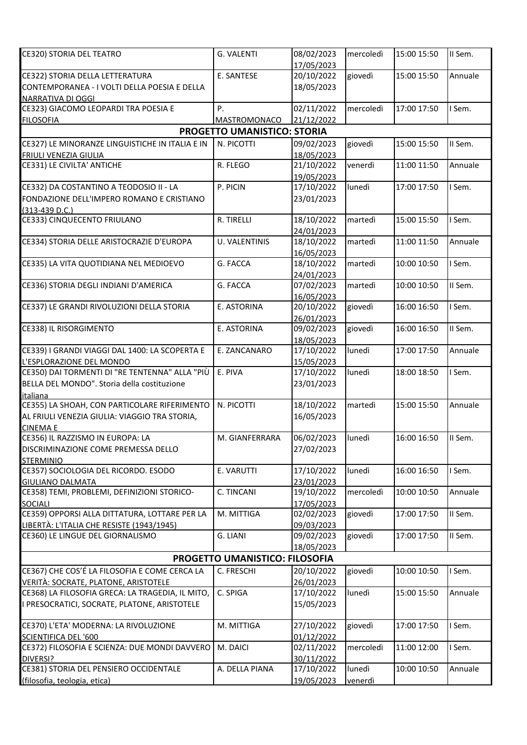| | | | | | |
|---|---|---|---|---|---|
| CE320) STORIA DEL TEATRO | G. VALENTI | 08/02/2023 17/05/2023 | mercoledì | 15:00 15:50 | II Sem. |
| CE322) STORIA DELLA LETTERATURA CONTEMPORANEA - I VOLTI DELLA POESIA E DELLA NARRATIVA DI OGGI | E. SANTESE | 20/10/2022 18/05/2023 | giovedì | 15:00 15:50 | Annuale |
| CE323) GIACOMO LEOPARDI TRA POESIA E FILOSOFIA | P. MASTROMONACO | 02/11/2022 21/12/2022 | mercoledì | 17:00 17:50 | I Sem. |
| **PROGETTO UMANISTICO: STORIA** | | | | | |
| CE327) LE MINORANZE LINGUISTICHE IN ITALIA E IN FRIULI VENEZIA GIULIA | N. PICOTTI | 09/02/2023 18/05/2023 | giovedì | 15:00 15:50 | II Sem. |
| CE331) LE CIVILTA' ANTICHE | R. FLEGO | 21/10/2022 19/05/2023 | venerdì | 11:00 11:50 | Annuale |
| CE332) DA COSTANTINO A TEODOSIO II - LA FONDAZIONE DELL'IMPERO ROMANO E CRISTIANO (313-439 D.C.) | P. PICIN | 17/10/2022 23/01/2023 | lunedì | 17:00 17:50 | I Sem. |
| CE333) CINQUECENTO FRIULANO | R. TIRELLI | 18/10/2022 24/01/2023 | martedì | 15:00 15:50 | I Sem. |
| CE334) STORIA DELLE ARISTOCRAZIE D'EUROPA | U. VALENTINIS | 18/10/2022 16/05/2023 | martedì | 11:00 11:50 | Annuale |
| CE335) LA VITA QUOTIDIANA NEL MEDIOEVO | G. FACCA | 18/10/2022 24/01/2023 | martedì | 10:00 10:50 | I Sem. |
| CE336) STORIA DEGLI INDIANI D'AMERICA | G. FACCA | 07/02/2023 16/05/2023 | martedì | 10:00 10:50 | II Sem. |
| CE337) LE GRANDI RIVOLUZIONI DELLA STORIA | E. ASTORINA | 20/10/2022 26/01/2023 | giovedì | 16:00 16:50 | I Sem. |
| CE338) IL RISORGIMENTO | E. ASTORINA | 09/02/2023 18/05/2023 | giovedì | 16:00 16:50 | II Sem. |
| CE339) I GRANDI VIAGGI DAL 1400: LA SCOPERTA E L'ESPLORAZIONE DEL MONDO | E. ZANCANARO | 17/10/2022 15/05/2023 | lunedì | 17:00 17:50 | Annuale |
| CE350) DAI TORMENTI DI "RE TENTENNA" ALLA "PIÙ BELLA DEL MONDO". Storia della costituzione italiana | E. PIVA | 17/10/2022 23/01/2023 | lunedì | 18:00 18:50 | I Sem. |
| CE355) LA SHOAH, CON PARTICOLARE RIFERIMENTO AL FRIULI VENEZIA GIULIA: VIAGGIO TRA STORIA, CINEMA E | N. PICOTTI | 18/10/2022 16/05/2023 | martedì | 15:00 15:50 | Annuale |
| CE356) IL RAZZISMO IN EUROPA: LA DISCRIMINAZIONE COME PREMESSA DELLO STERMINIO | M. GIANFERRARA | 06/02/2023 27/02/2023 | lunedì | 16:00 16:50 | II Sem. |
| CE357) SOCIOLOGIA DEL RICORDO. ESODO GIULIANO DALMATA | E. VARUTTI | 17/10/2022 23/01/2023 | lunedì | 16:00 16:50 | I Sem. |
| CE358) TEMI, PROBLEMI, DEFINIZIONI STORICO-SOCIALI | C. TINCANI | 19/10/2022 17/05/2023 | mercoledì | 10:00 10:50 | Annuale |
| CE359) OPPORSI ALLA DITTATURA, LOTTARE PER LA LIBERTÀ: L'ITALIA CHE RESISTE (1943/1945) | M. MITTIGA | 02/02/2023 09/03/2023 | giovedì | 17:00 17:50 | II Sem. |
| CE360) LE LINGUE DEL GIORNALISMO | G. LIANI | 09/02/2023 18/05/2023 | giovedì | 17:00 17:50 | II Sem. |
| **PROGETTO UMANISTICO: FILOSOFIA** | | | | | |
| CE367) CHE COS'É LA FILOSOFIA E COME CERCA LA VERITÀ: SOCRATE, PLATONE, ARISTOTELE | C. FRESCHI | 20/10/2022 26/01/2023 | giovedì | 10:00 10:50 | I Sem. |
| CE368) LA FILOSOFIA GRECA: LA TRAGEDIA, IL MITO, I PRESOCRATICI, SOCRATE, PLATONE, ARISTOTELE | C. SPIGA | 17/10/2022 15/05/2023 | lunedì | 15:00 15:50 | Annuale |
| CE370) L'ETA' MODERNA: LA RIVOLUZIONE SCIENTIFICA DEL '600 | M. MITTIGA | 27/10/2022 01/12/2022 | giovedì | 17:00 17:50 | I Sem. |
| CE372) FILOSOFIA E SCIENZA: DUE MONDI DAVVERO DIVERSI? | M. DAICI | 02/11/2022 30/11/2022 | mercoledì | 11:00 12:00 | I Sem. |
| CE381) STORIA DEL PENSIERO OCCIDENTALE (filosofia, teologia, etica) | A. DELLA PIANA | 17/10/2022 19/05/2023 | lunedì venerdì | 10:00 10:50 | Annuale |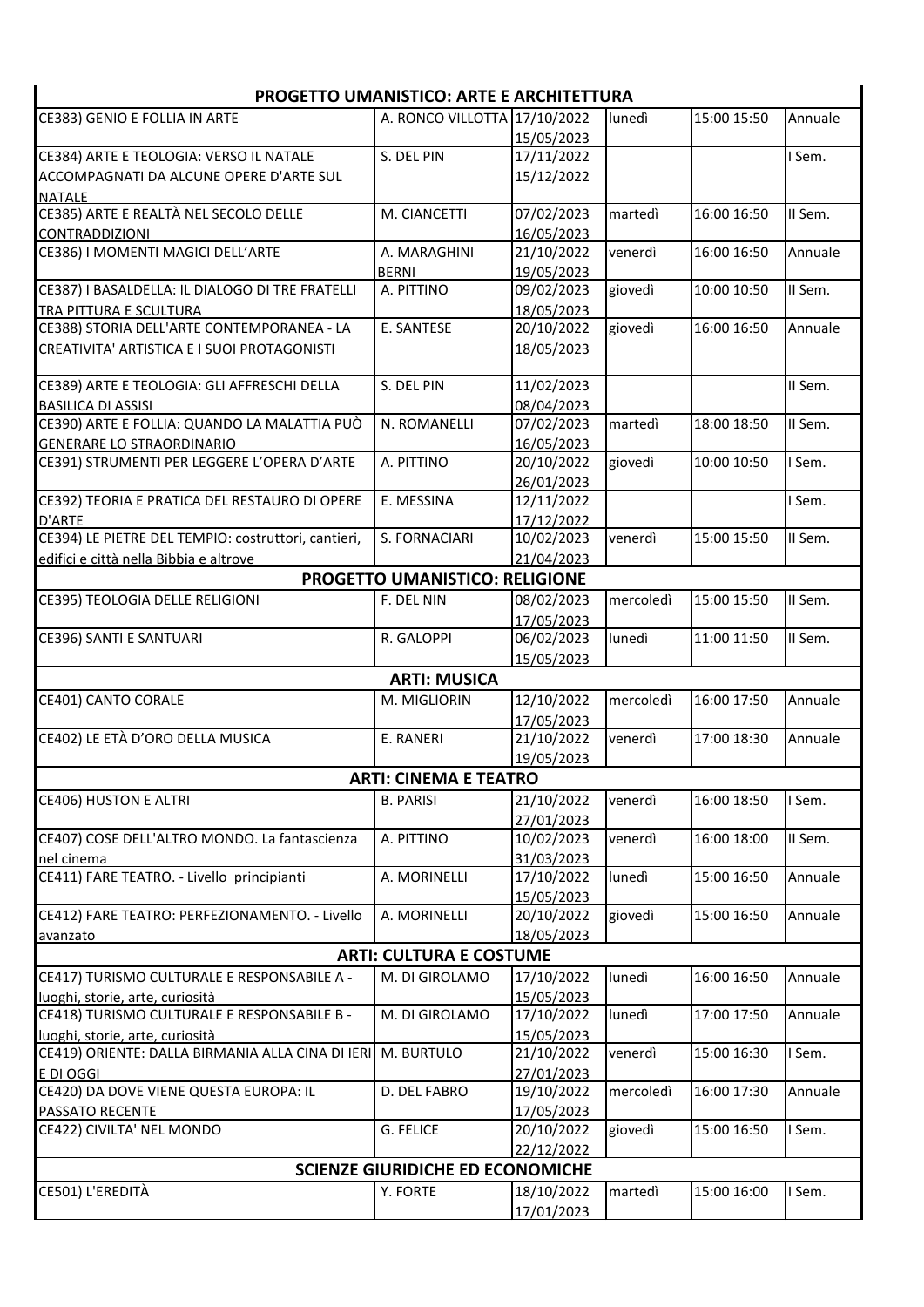| PROGETTO UMANISTICO: ARTE E ARCHITETTURA | | | | | |
|---|---|---|---|---|---|
| CE383) GENIO E FOLLIA IN ARTE | A. RONCO VILLOTTA | 17/10/2022 15/05/2023 | lunedì | 15:00 15:50 | Annuale |
| CE384) ARTE E TEOLOGIA: VERSO IL NATALE ACCOMPAGNATI DA ALCUNE OPERE D'ARTE SUL NATALE | S. DEL PIN | 17/11/2022 15/12/2022 | | | I Sem. |
| CE385) ARTE E REALTÀ NEL SECOLO DELLE CONTRADDIZIONI | M. CIANCETTI | 07/02/2023 16/05/2023 | martedì | 16:00 16:50 | II Sem. |
| CE386) I MOMENTI MAGICI DELL'ARTE | A. MARAGHINI BERNI | 21/10/2022 19/05/2023 | venerdì | 16:00 16:50 | Annuale |
| CE387) I BASALDELLA: IL DIALOGO DI TRE FRATELLI TRA PITTURA E SCULTURA | A. PITTINO | 09/02/2023 18/05/2023 | giovedì | 10:00 10:50 | II Sem. |
| CE388) STORIA DELL'ARTE CONTEMPORANEA - LA CREATIVITA' ARTISTICA E I SUOI PROTAGONISTI | E. SANTESE | 20/10/2022 18/05/2023 | giovedì | 16:00 16:50 | Annuale |
| CE389) ARTE E TEOLOGIA: GLI AFFRESCHI DELLA BASILICA DI ASSISI | S. DEL PIN | 11/02/2023 08/04/2023 | | | II Sem. |
| CE390) ARTE E FOLLIA: QUANDO LA MALATTIA PUÒ GENERARE LO STRAORDINARIO | N. ROMANELLI | 07/02/2023 16/05/2023 | martedì | 18:00 18:50 | II Sem. |
| CE391) STRUMENTI PER LEGGERE L'OPERA D'ARTE | A. PITTINO | 20/10/2022 26/01/2023 | giovedì | 10:00 10:50 | I Sem. |
| CE392) TEORIA E PRATICA DEL RESTAURO DI OPERE D'ARTE | E. MESSINA | 12/11/2022 17/12/2022 | | | I Sem. |
| CE394) LE PIETRE DEL TEMPIO: costruttori, cantieri, edifici e città nella Bibbia e altrove | S. FORNACIARI | 10/02/2023 21/04/2023 | venerdì | 15:00 15:50 | II Sem. |
| **PROGETTO UMANISTICO: RELIGIONE** | | | | | |
| CE395) TEOLOGIA DELLE RELIGIONI | F. DEL NIN | 08/02/2023 17/05/2023 | mercoledì | 15:00 15:50 | II Sem. |
| CE396) SANTI E SANTUARI | R. GALOPPI | 06/02/2023 15/05/2023 | lunedì | 11:00 11:50 | II Sem. |
| **ARTI: MUSICA** | | | | | |
| CE401) CANTO CORALE | M. MIGLIORIN | 12/10/2022 17/05/2023 | mercoledì | 16:00 17:50 | Annuale |
| CE402) LE ETÀ D'ORO DELLA MUSICA | E. RANERI | 21/10/2022 19/05/2023 | venerdì | 17:00 18:30 | Annuale |
| **ARTI: CINEMA E TEATRO** | | | | | |
| CE406) HUSTON E ALTRI | B. PARISI | 21/10/2022 27/01/2023 | venerdì | 16:00 18:50 | I Sem. |
| CE407) COSE DELL'ALTRO MONDO. La fantascienza nel cinema | A. PITTINO | 10/02/2023 31/03/2023 | venerdì | 16:00 18:00 | II Sem. |
| CE411) FARE TEATRO. - Livello principianti | A. MORINELLI | 17/10/2022 15/05/2023 | lunedì | 15:00 16:50 | Annuale |
| CE412) FARE TEATRO: PERFEZIONAMENTO. - Livello avanzato | A. MORINELLI | 20/10/2022 18/05/2023 | giovedì | 15:00 16:50 | Annuale |
| **ARTI: CULTURA E COSTUME** | | | | | |
| CE417) TURISMO CULTURALE E RESPONSABILE A - luoghi, storie, arte, curiosità | M. DI GIROLAMO | 17/10/2022 15/05/2023 | lunedì | 16:00 16:50 | Annuale |
| CE418) TURISMO CULTURALE E RESPONSABILE B - luoghi, storie, arte, curiosità | M. DI GIROLAMO | 17/10/2022 15/05/2023 | lunedì | 17:00 17:50 | Annuale |
| CE419) ORIENTE: DALLA BIRMANIA ALLA CINA DI IERI E DI OGGI | M. BURTULO | 21/10/2022 27/01/2023 | venerdì | 15:00 16:30 | I Sem. |
| CE420) DA DOVE VIENE QUESTA EUROPA: IL PASSATO RECENTE | D. DEL FABRO | 19/10/2022 17/05/2023 | mercoledì | 16:00 17:30 | Annuale |
| CE422) CIVILTA' NEL MONDO | G. FELICE | 20/10/2022 22/12/2022 | giovedì | 15:00 16:50 | I Sem. |
| **SCIENZE GIURIDICHE ED ECONOMICHE** | | | | | |
| CE501) L'EREDITÀ | Y. FORTE | 18/10/2022 17/01/2023 | martedì | 15:00 16:00 | I Sem. |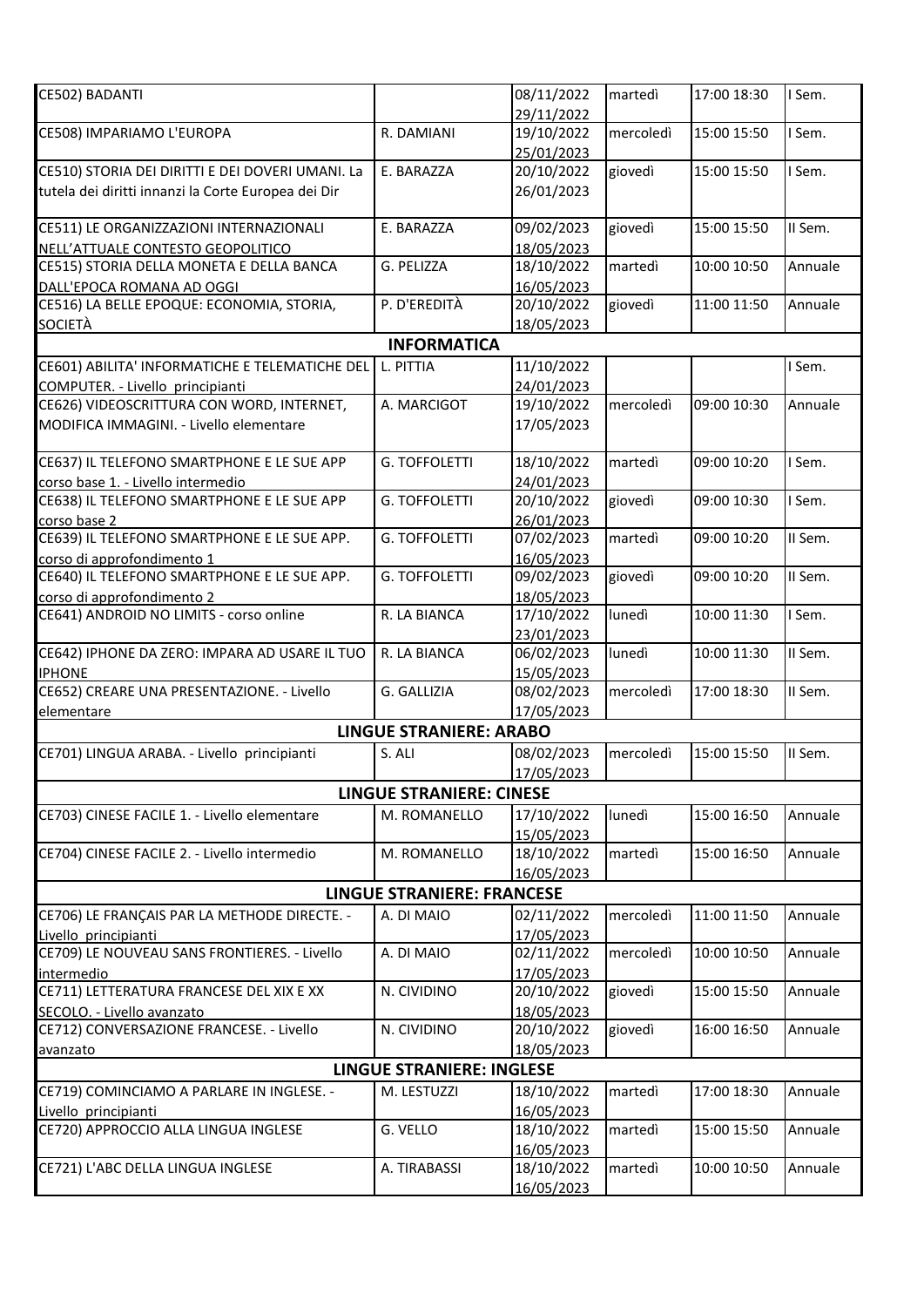| | | | | | |
|---|---|---|---|---|---|
| CE502) BADANTI | | 08/11/2022 29/11/2022 | martedì | 17:00 18:30 | I Sem. |
| CE508) IMPARIAMO L'EUROPA | R. DAMIANI | 19/10/2022 25/01/2023 | mercoledì | 15:00 15:50 | I Sem. |
| CE510) STORIA DEI DIRITTI E DEI DOVERI UMANI. La tutela dei diritti innanzi la Corte Europea dei Dir | E. BARAZZA | 20/10/2022 26/01/2023 | giovedì | 15:00 15:50 | I Sem. |
| CE511) LE ORGANIZZAZIONI INTERNAZIONALI NELL'ATTUALE CONTESTO GEOPOLITICO | E. BARAZZA | 09/02/2023 18/05/2023 | giovedì | 15:00 15:50 | II Sem. |
| CE515) STORIA DELLA MONETA E DELLA BANCA DALL'EPOCA ROMANA AD OGGI | G. PELIZZA | 18/10/2022 16/05/2023 | martedì | 10:00 10:50 | Annuale |
| CE516) LA BELLE EPOQUE: ECONOMIA, STORIA, SOCIETÀ | P. D'EREDITÀ | 20/10/2022 18/05/2023 | giovedì | 11:00 11:50 | Annuale |
| **INFORMATICA** | | | | | |
| CE601) ABILITA' INFORMATICHE E TELEMATICHE DEL COMPUTER. - Livello principianti | L. PITTIA | 11/10/2022 24/01/2023 | | | I Sem. |
| CE626) VIDEOSCRITTURA CON WORD, INTERNET, MODIFICA IMMAGINI. - Livello elementare | A. MARCIGOT | 19/10/2022 17/05/2023 | mercoledì | 09:00 10:30 | Annuale |
| CE637) IL TELEFONO SMARTPHONE E LE SUE APP corso base 1. - Livello intermedio | G. TOFFOLETTI | 18/10/2022 24/01/2023 | martedì | 09:00 10:20 | I Sem. |
| CE638) IL TELEFONO SMARTPHONE E LE SUE APP corso base 2 | G. TOFFOLETTI | 20/10/2022 26/01/2023 | giovedì | 09:00 10:30 | I Sem. |
| CE639) IL TELEFONO SMARTPHONE E LE SUE APP. corso di approfondimento 1 | G. TOFFOLETTI | 07/02/2023 16/05/2023 | martedì | 09:00 10:20 | II Sem. |
| CE640) IL TELEFONO SMARTPHONE E LE SUE APP. corso di approfondimento 2 | G. TOFFOLETTI | 09/02/2023 18/05/2023 | giovedì | 09:00 10:20 | II Sem. |
| CE641) ANDROID NO LIMITS - corso online | R. LA BIANCA | 17/10/2022 23/01/2023 | lunedì | 10:00 11:30 | I Sem. |
| CE642) IPHONE DA ZERO: IMPARA AD USARE IL TUO IPHONE | R. LA BIANCA | 06/02/2023 15/05/2023 | lunedì | 10:00 11:30 | II Sem. |
| CE652) CREARE UNA PRESENTAZIONE. - Livello elementare | G. GALLIZIA | 08/02/2023 17/05/2023 | mercoledì | 17:00 18:30 | II Sem. |
| **LINGUE STRANIERE: ARABO** | | | | | |
| CE701) LINGUA ARABA. - Livello principianti | S. ALI | 08/02/2023 17/05/2023 | mercoledì | 15:00 15:50 | II Sem. |
| **LINGUE STRANIERE: CINESE** | | | | | |
| CE703) CINESE FACILE 1. - Livello elementare | M. ROMANELLO | 17/10/2022 15/05/2023 | lunedì | 15:00 16:50 | Annuale |
| CE704) CINESE FACILE 2. - Livello intermedio | M. ROMANELLO | 18/10/2022 16/05/2023 | martedì | 15:00 16:50 | Annuale |
| **LINGUE STRANIERE: FRANCESE** | | | | | |
| CE706) LE FRANÇAIS PAR LA METHODE DIRECTE. - Livello principianti | A. DI MAIO | 02/11/2022 17/05/2023 | mercoledì | 11:00 11:50 | Annuale |
| CE709) LE NOUVEAU SANS FRONTIERES. - Livello intermedio | A. DI MAIO | 02/11/2022 17/05/2023 | mercoledì | 10:00 10:50 | Annuale |
| CE711) LETTERATURA FRANCESE DEL XIX E XX SECOLO. - Livello avanzato | N. CIVIDINO | 20/10/2022 18/05/2023 | giovedì | 15:00 15:50 | Annuale |
| CE712) CONVERSAZIONE FRANCESE. - Livello avanzato | N. CIVIDINO | 20/10/2022 18/05/2023 | giovedì | 16:00 16:50 | Annuale |
| **LINGUE STRANIERE: INGLESE** | | | | | |
| CE719) COMINCIAMO A PARLARE IN INGLESE. - Livello principianti | M. LESTUZZI | 18/10/2022 16/05/2023 | martedì | 17:00 18:30 | Annuale |
| CE720) APPROCCIO ALLA LINGUA INGLESE | G. VELLO | 18/10/2022 16/05/2023 | martedì | 15:00 15:50 | Annuale |
| CE721) L'ABC DELLA LINGUA INGLESE | A. TIRABASSI | 18/10/2022 16/05/2023 | martedì | 10:00 10:50 | Annuale |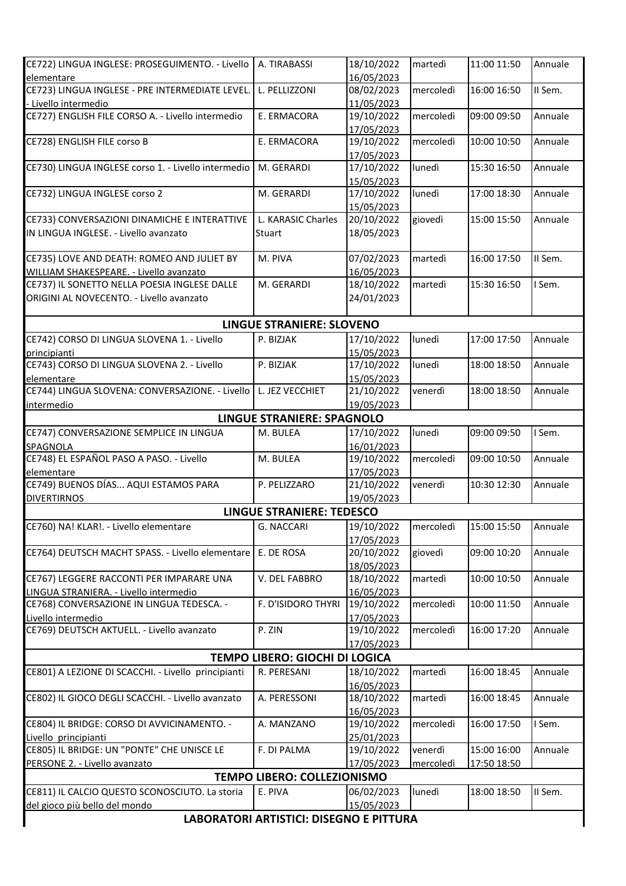| | | | | | |
|---|---|---|---|---|---|
| CE722) LINGUA INGLESE: PROSEGUIMENTO. - Livello elementare | A. TIRABASSI | 18/10/2022 16/05/2023 | martedì | 11:00 11:50 | Annuale |
| CE723) LINGUA INGLESE - PRE INTERMEDIATE LEVEL. - Livello intermedio | L. PELLIZZONI | 08/02/2023 11/05/2023 | mercoledì | 16:00 16:50 | II Sem. |
| CE727) ENGLISH FILE CORSO A. - Livello intermedio | E. ERMACORA | 19/10/2022 17/05/2023 | mercoledì | 09:00 09:50 | Annuale |
| CE728) ENGLISH FILE corso B | E. ERMACORA | 19/10/2022 17/05/2023 | mercoledì | 10:00 10:50 | Annuale |
| CE730) LINGUA INGLESE corso 1. - Livello intermedio | M. GERARDI | 17/10/2022 15/05/2023 | lunedì | 15:30 16:50 | Annuale |
| CE732) LINGUA INGLESE corso 2 | M. GERARDI | 17/10/2022 15/05/2023 | lunedì | 17:00 18:30 | Annuale |
| CE733) CONVERSAZIONI DINAMICHE E INTERATTIVE IN LINGUA INGLESE. - Livello avanzato | L. KARASIC Charles Stuart | 20/10/2022 18/05/2023 | giovedì | 15:00 15:50 | Annuale |
| CE735) LOVE AND DEATH: ROMEO AND JULIET BY WILLIAM SHAKESPEARE. - Livello avanzato | M. PIVA | 07/02/2023 16/05/2023 | martedì | 16:00 17:50 | II Sem. |
| CE737) IL SONETTO NELLA POESIA INGLESE DALLE ORIGINI AL NOVECENTO. - Livello avanzato | M. GERARDI | 18/10/2022 24/01/2023 | martedì | 15:30 16:50 | I Sem. |
| **LINGUE STRANIERE: SLOVENO** | | | | | |
| CE742) CORSO DI LINGUA SLOVENA 1. - Livello principianti | P. BIZJAK | 17/10/2022 15/05/2023 | lunedì | 17:00 17:50 | Annuale |
| CE743) CORSO DI LINGUA SLOVENA 2. - Livello elementare | P. BIZJAK | 17/10/2022 15/05/2023 | lunedì | 18:00 18:50 | Annuale |
| CE744) LINGUA SLOVENA: CONVERSAZIONE. - Livello intermedio | L. JEZ VECCHIET | 21/10/2022 19/05/2023 | venerdì | 18:00 18:50 | Annuale |
| **LINGUE STRANIERE: SPAGNOLO** | | | | | |
| CE747) CONVERSAZIONE SEMPLICE IN LINGUA SPAGNOLA | M. BULEA | 17/10/2022 16/01/2023 | lunedì | 09:00 09:50 | I Sem. |
| CE748) EL ESPAÑOL PASO A PASO. - Livello elementare | M. BULEA | 19/10/2022 17/05/2023 | mercoledì | 09:00 10:50 | Annuale |
| CE749) BUENOS DÍAS... AQUI ESTAMOS PARA DIVERTIRNOS | P. PELIZZARO | 21/10/2022 19/05/2023 | venerdì | 10:30 12:30 | Annuale |
| **LINGUE STRANIERE: TEDESCO** | | | | | |
| CE760) NA! KLAR!. - Livello elementare | G. NACCARI | 19/10/2022 17/05/2023 | mercoledì | 15:00 15:50 | Annuale |
| CE764) DEUTSCH MACHT SPASS. - Livello elementare | E. DE ROSA | 20/10/2022 18/05/2023 | giovedì | 09:00 10:20 | Annuale |
| CE767) LEGGERE RACCONTI PER IMPARARE UNA LINGUA STRANIERA. - Livello intermedio | V. DEL FABBRO | 18/10/2022 16/05/2023 | martedì | 10:00 10:50 | Annuale |
| CE768) CONVERSAZIONE IN LINGUA TEDESCA. - Livello intermedio | F. D'ISIDORO THYRI | 19/10/2022 17/05/2023 | mercoledì | 10:00 11:50 | Annuale |
| CE769) DEUTSCH AKTUELL. - Livello avanzato | P. ZIN | 19/10/2022 17/05/2023 | mercoledì | 16:00 17:20 | Annuale |
| **TEMPO LIBERO: GIOCHI DI LOGICA** | | | | | |
| CE801) A LEZIONE DI SCACCHI. - Livello principianti | R. PERESANI | 18/10/2022 16/05/2023 | martedì | 16:00 18:45 | Annuale |
| CE802) IL GIOCO DEGLI SCACCHI. - Livello avanzato | A. PERESSONI | 18/10/2022 16/05/2023 | martedì | 16:00 18:45 | Annuale |
| CE804) IL BRIDGE: CORSO DI AVVICINAMENTO. - Livello principianti | A. MANZANO | 19/10/2022 25/01/2023 | mercoledì | 16:00 17:50 | I Sem. |
| CE805) IL BRIDGE: UN "PONTE" CHE UNISCE LE PERSONE 2. - Livello avanzato | F. DI PALMA | 19/10/2022 17/05/2023 | venerdì mercoledì | 15:00 16:00 17:50 18:50 | Annuale |
| **TEMPO LIBERO: COLLEZIONISMO** | | | | | |
| CE811) IL CALCIO QUESTO SCONOSCIUTO. La storia del gioco più bello del mondo | E. PIVA | 06/02/2023 15/05/2023 | lunedì | 18:00 18:50 | II Sem. |
| **LABORATORI ARTISTICI: DISEGNO E PITTURA** | | | | | |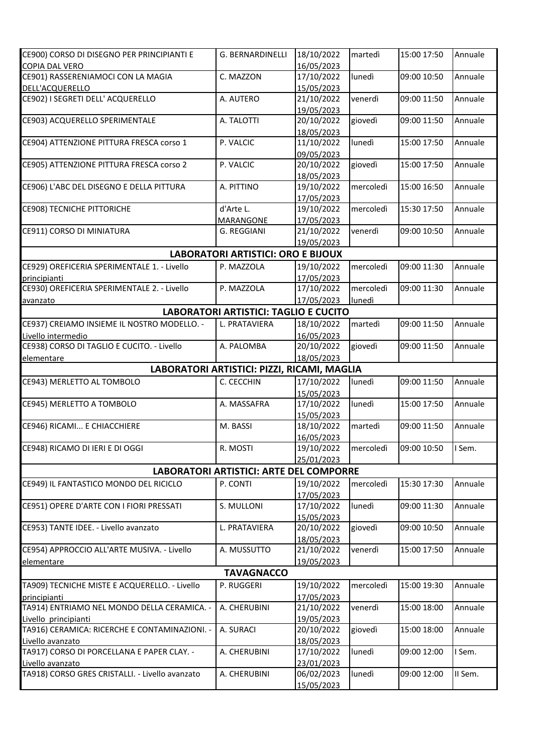| | | | | | |
|---|---|---|---|---|---|
| CE900) CORSO DI DISEGNO PER PRINCIPIANTI E COPIA DAL VERO | G. BERNARDINELLI | 18/10/2022 16/05/2023 | martedì | 15:00 17:50 | Annuale |
| CE901) RASSERENIAMOCI CON LA MAGIA DELL'ACQUERELLO | C. MAZZON | 17/10/2022 15/05/2023 | lunedì | 09:00 10:50 | Annuale |
| CE902) I SEGRETI DELL' ACQUERELLO | A. AUTERO | 21/10/2022 19/05/2023 | venerdì | 09:00 11:50 | Annuale |
| CE903) ACQUERELLO SPERIMENTALE | A. TALOTTI | 20/10/2022 18/05/2023 | giovedì | 09:00 11:50 | Annuale |
| CE904) ATTENZIONE PITTURA FRESCA corso 1 | P. VALCIC | 11/10/2022 09/05/2023 | lunedì | 15:00 17:50 | Annuale |
| CE905) ATTENZIONE PITTURA FRESCA corso 2 | P. VALCIC | 20/10/2022 18/05/2023 | giovedì | 15:00 17:50 | Annuale |
| CE906) L'ABC DEL DISEGNO E DELLA PITTURA | A. PITTINO | 19/10/2022 17/05/2023 | mercoledì | 15:00 16:50 | Annuale |
| CE908) TECNICHE PITTORICHE | d'Arte L. MARANGONE | 19/10/2022 17/05/2023 | mercoledì | 15:30 17:50 | Annuale |
| CE911) CORSO DI MINIATURA | G. REGGIANI | 21/10/2022 19/05/2023 | venerdì | 09:00 10:50 | Annuale |
| **LABORATORI ARTISTICI: ORO E BIJOUX** | | | | | |
| CE929) OREFICERIA SPERIMENTALE 1. - Livello principianti | P. MAZZOLA | 19/10/2022 17/05/2023 | mercoledì | 09:00 11:30 | Annuale |
| CE930) OREFICERIA SPERIMENTALE 2. - Livello avanzato | P. MAZZOLA | 17/10/2022 17/05/2023 | mercoledì lunedì | 09:00 11:30 | Annuale |
| **LABORATORI ARTISTICI: TAGLIO E CUCITO** | | | | | |
| CE937) CREIAMO INSIEME IL NOSTRO MODELLO. - Livello intermedio | L. PRATAVIERA | 18/10/2022 16/05/2023 | martedì | 09:00 11:50 | Annuale |
| CE938) CORSO DI TAGLIO E CUCITO. - Livello elementare | A. PALOMBA | 20/10/2022 18/05/2023 | giovedì | 09:00 11:50 | Annuale |
| **LABORATORI ARTISTICI: PIZZI, RICAMI, MAGLIA** | | | | | |
| CE943) MERLETTO AL TOMBOLO | C. CECCHIN | 17/10/2022 15/05/2023 | lunedì | 09:00 11:50 | Annuale |
| CE945) MERLETTO A TOMBOLO | A. MASSAFRA | 17/10/2022 15/05/2023 | lunedì | 15:00 17:50 | Annuale |
| CE946) RICAMI... E CHIACCHIERE | M. BASSI | 18/10/2022 16/05/2023 | martedì | 09:00 11:50 | Annuale |
| CE948) RICAMO DI IERI E DI OGGI | R. MOSTI | 19/10/2022 25/01/2023 | mercoledì | 09:00 10:50 | I Sem. |
| **LABORATORI ARTISTICI: ARTE DEL COMPORRE** | | | | | |
| CE949) IL FANTASTICO MONDO DEL RICICLO | P. CONTI | 19/10/2022 17/05/2023 | mercoledì | 15:30 17:30 | Annuale |
| CE951) OPERE D'ARTE CON I FIORI PRESSATI | S. MULLONI | 17/10/2022 15/05/2023 | lunedì | 09:00 11:30 | Annuale |
| CE953) TANTE IDEE. - Livello avanzato | L. PRATAVIERA | 20/10/2022 18/05/2023 | giovedì | 09:00 10:50 | Annuale |
| CE954) APPROCCIO ALL'ARTE MUSIVA. - Livello elementare | A. MUSSUTTO | 21/10/2022 19/05/2023 | venerdì | 15:00 17:50 | Annuale |
| **TAVAGNACCO** | | | | | |
| TA909) TECNICHE MISTE E ACQUERELLO. - Livello principianti | P. RUGGERI | 19/10/2022 17/05/2023 | mercoledì | 15:00 19:30 | Annuale |
| TA914) ENTRIAMO NEL MONDO DELLA CERAMICA. - Livello principianti | A. CHERUBINI | 21/10/2022 19/05/2023 | venerdì | 15:00 18:00 | Annuale |
| TA916) CERAMICA: RICERCHE E CONTAMINAZIONI. - Livello avanzato | A. SURACI | 20/10/2022 18/05/2023 | giovedì | 15:00 18:00 | Annuale |
| TA917) CORSO DI PORCELLANA E PAPER CLAY. - Livello avanzato | A. CHERUBINI | 17/10/2022 23/01/2023 | lunedì | 09:00 12:00 | I Sem. |
| TA918) CORSO GRES CRISTALLI. - Livello avanzato | A. CHERUBINI | 06/02/2023 15/05/2023 | lunedì | 09:00 12:00 | II Sem. |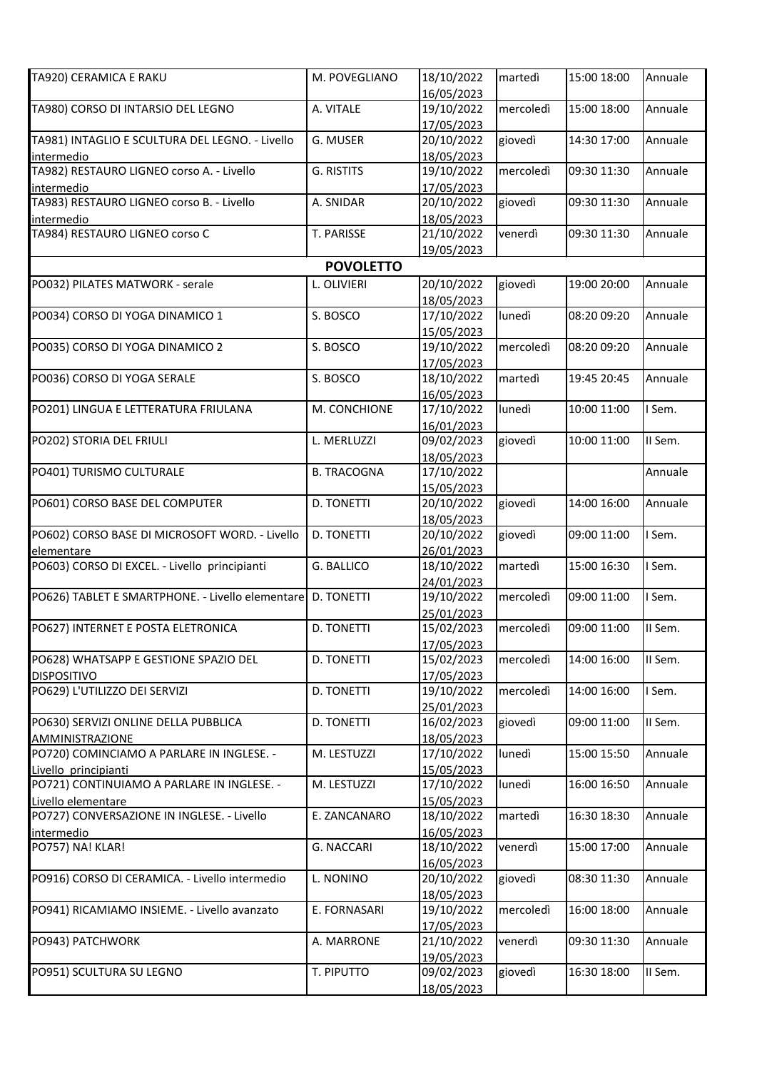| | | | | | |
|---|---|---|---|---|---|
| TA920) CERAMICA E RAKU | M. POVEGLIANO | 18/10/2022 16/05/2023 | martedì | 15:00 18:00 | Annuale |
| TA980) CORSO DI INTARSIO DEL LEGNO | A. VITALE | 19/10/2022 17/05/2023 | mercoledì | 15:00 18:00 | Annuale |
| TA981) INTAGLIO E SCULTURA DEL LEGNO. - Livello intermedio | G. MUSER | 20/10/2022 18/05/2023 | giovedì | 14:30 17:00 | Annuale |
| TA982) RESTAURO LIGNEO corso A. - Livello intermedio | G. RISTITS | 19/10/2022 17/05/2023 | mercoledì | 09:30 11:30 | Annuale |
| TA983) RESTAURO LIGNEO corso B. - Livello intermedio | A. SNIDAR | 20/10/2022 18/05/2023 | giovedì | 09:30 11:30 | Annuale |
| TA984) RESTAURO LIGNEO corso C | T. PARISSE | 21/10/2022 19/05/2023 | venerdì | 09:30 11:30 | Annuale |
| | **POVOLETTO** | | | | |
| PO032) PILATES MATWORK - serale | L. OLIVIERI | 20/10/2022 18/05/2023 | giovedì | 19:00 20:00 | Annuale |
| PO034) CORSO DI YOGA DINAMICO 1 | S. BOSCO | 17/10/2022 15/05/2023 | lunedì | 08:20 09:20 | Annuale |
| PO035) CORSO DI YOGA DINAMICO 2 | S. BOSCO | 19/10/2022 17/05/2023 | mercoledì | 08:20 09:20 | Annuale |
| PO036) CORSO DI YOGA SERALE | S. BOSCO | 18/10/2022 16/05/2023 | martedì | 19:45 20:45 | Annuale |
| PO201) LINGUA E LETTERATURA FRIULANA | M. CONCHIONE | 17/10/2022 16/01/2023 | lunedì | 10:00 11:00 | I Sem. |
| PO202) STORIA DEL FRIULI | L. MERLUZZI | 09/02/2023 18/05/2023 | giovedì | 10:00 11:00 | II Sem. |
| PO401) TURISMO CULTURALE | B. TRACOGNA | 17/10/2022 15/05/2023 | | | Annuale |
| PO601) CORSO BASE DEL COMPUTER | D. TONETTI | 20/10/2022 18/05/2023 | giovedì | 14:00 16:00 | Annuale |
| PO602) CORSO BASE DI MICROSOFT WORD. - Livello elementare | D. TONETTI | 20/10/2022 26/01/2023 | giovedì | 09:00 11:00 | I Sem. |
| PO603) CORSO DI EXCEL. - Livello principianti | G. BALLICO | 18/10/2022 24/01/2023 | martedì | 15:00 16:30 | I Sem. |
| PO626) TABLET E SMARTPHONE. - Livello elementare | D. TONETTI | 19/10/2022 25/01/2023 | mercoledì | 09:00 11:00 | I Sem. |
| PO627) INTERNET E POSTA ELETRONICA | D. TONETTI | 15/02/2023 17/05/2023 | mercoledì | 09:00 11:00 | II Sem. |
| PO628) WHATSAPP E GESTIONE SPAZIO DEL DISPOSITIVO | D. TONETTI | 15/02/2023 17/05/2023 | mercoledì | 14:00 16:00 | II Sem. |
| PO629) L'UTILIZZO DEI SERVIZI | D. TONETTI | 19/10/2022 25/01/2023 | mercoledì | 14:00 16:00 | I Sem. |
| PO630) SERVIZI ONLINE DELLA PUBBLICA AMMINISTRAZIONE | D. TONETTI | 16/02/2023 18/05/2023 | giovedì | 09:00 11:00 | II Sem. |
| PO720) COMINCIAMO A PARLARE IN INGLESE. - Livello principianti | M. LESTUZZI | 17/10/2022 15/05/2023 | lunedì | 15:00 15:50 | Annuale |
| PO721) CONTINUIAMO A PARLARE IN INGLESE. - Livello elementare | M. LESTUZZI | 17/10/2022 15/05/2023 | lunedì | 16:00 16:50 | Annuale |
| PO727) CONVERSAZIONE IN INGLESE. - Livello intermedio | E. ZANCANARO | 18/10/2022 16/05/2023 | martedì | 16:30 18:30 | Annuale |
| PO757) NA! KLAR! | G. NACCARI | 18/10/2022 16/05/2023 | venerdì | 15:00 17:00 | Annuale |
| PO916) CORSO DI CERAMICA. - Livello intermedio | L. NONINO | 20/10/2022 18/05/2023 | giovedì | 08:30 11:30 | Annuale |
| PO941) RICAMIAMO INSIEME. - Livello avanzato | E. FORNASARI | 19/10/2022 17/05/2023 | mercoledì | 16:00 18:00 | Annuale |
| PO943) PATCHWORK | A. MARRONE | 21/10/2022 19/05/2023 | venerdì | 09:30 11:30 | Annuale |
| PO951) SCULTURA SU LEGNO | T. PIPUTTO | 09/02/2023 18/05/2023 | giovedì | 16:30 18:00 | II Sem. |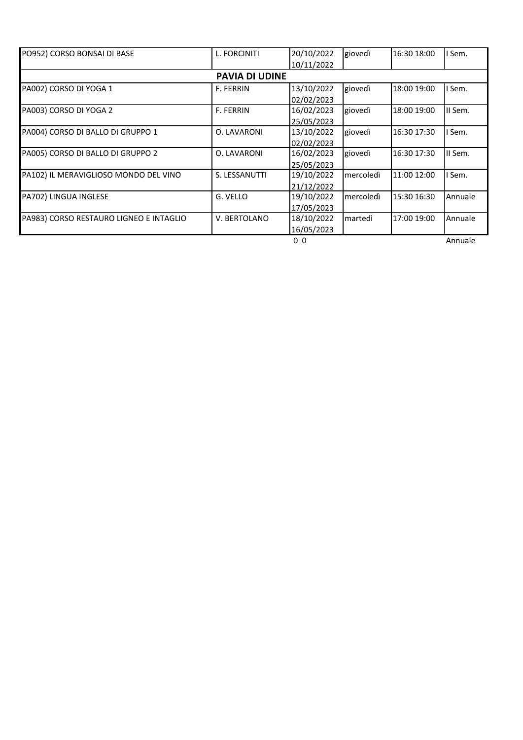| | | | | | |
|---|---|---|---|---|---|
| PO952) CORSO BONSAI DI BASE | L. FORCINITI | 20/10/2022 10/11/2022 | giovedì | 16:30 18:00 | I Sem. |
| **PAVIA DI UDINE** | | | | | |
| PA002) CORSO DI YOGA 1 | F. FERRIN | 13/10/2022 02/02/2023 | giovedì | 18:00 19:00 | I Sem. |
| PA003) CORSO DI YOGA 2 | F. FERRIN | 16/02/2023 25/05/2023 | giovedì | 18:00 19:00 | II Sem. |
| PA004) CORSO DI BALLO DI GRUPPO 1 | O. LAVARONI | 13/10/2022 02/02/2023 | giovedì | 16:30 17:30 | I Sem. |
| PA005) CORSO DI BALLO DI GRUPPO 2 | O. LAVARONI | 16/02/2023 25/05/2023 | giovedì | 16:30 17:30 | II Sem. |
| PA102) IL MERAVIGLIOSO MONDO DEL VINO | S. LESSANUTTI | 19/10/2022 21/12/2022 | mercoledì | 11:00 12:00 | I Sem. |
| PA702) LINGUA INGLESE | G. VELLO | 19/10/2022 17/05/2023 | mercoledì | 15:30 16:30 | Annuale |
| PA983) CORSO RESTAURO LIGNEO E INTAGLIO | V. BERTOLANO | 18/10/2022 16/05/2023 | martedì | 17:00 19:00 | Annuale |
| | | 0 0 | | | Annuale |